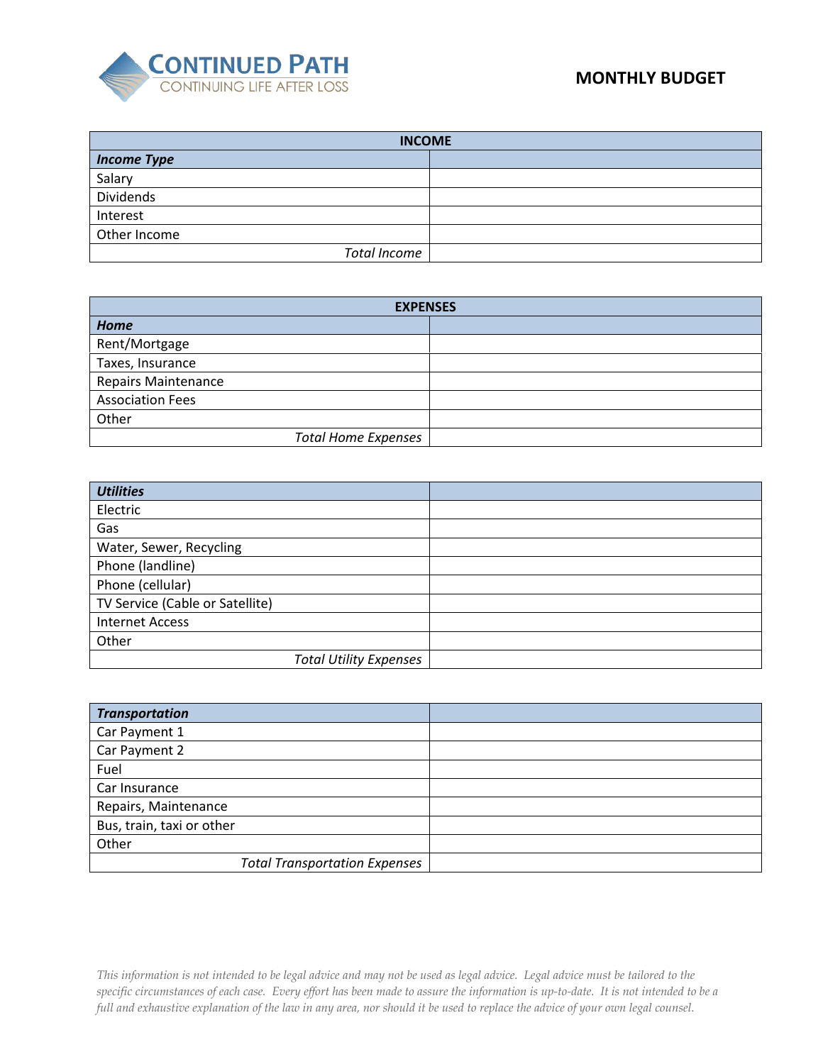**CONTINUED PATH**
CONTINUING LIFE AFTER LOSS

# MONTHLY BUDGET

| INCOME | |
|---|---|
| ***Income Type*** | |
| Salary | |
| Dividends | |
| Interest | |
| Other Income | |
| *Total Income* | |

| EXPENSES | |
|---|---|
| ***Home*** | |
| Rent/Mortgage | |
| Taxes, Insurance | |
| Repairs Maintenance | |
| Association Fees | |
| Other | |
| *Total Home Expenses* | |

| ***Utilities*** | |
|---|---|
| Electric | |
| Gas | |
| Water, Sewer, Recycling | |
| Phone (landline) | |
| Phone (cellular) | |
| TV Service (Cable or Satellite) | |
| Internet Access | |
| Other | |
| *Total Utility Expenses* | |

| ***Transportation*** | |
|---|---|
| Car Payment 1 | |
| Car Payment 2 | |
| Fuel | |
| Car Insurance | |
| Repairs, Maintenance | |
| Bus, train, taxi or other | |
| Other | |
| *Total Transportation Expenses* | |

*This information is not intended to be legal advice and may not be used as legal advice. Legal advice must be tailored to the specific circumstances of each case. Every effort has been made to assure the information is up-to-date. It is not intended to be a full and exhaustive explanation of the law in any area, nor should it be used to replace the advice of your own legal counsel.*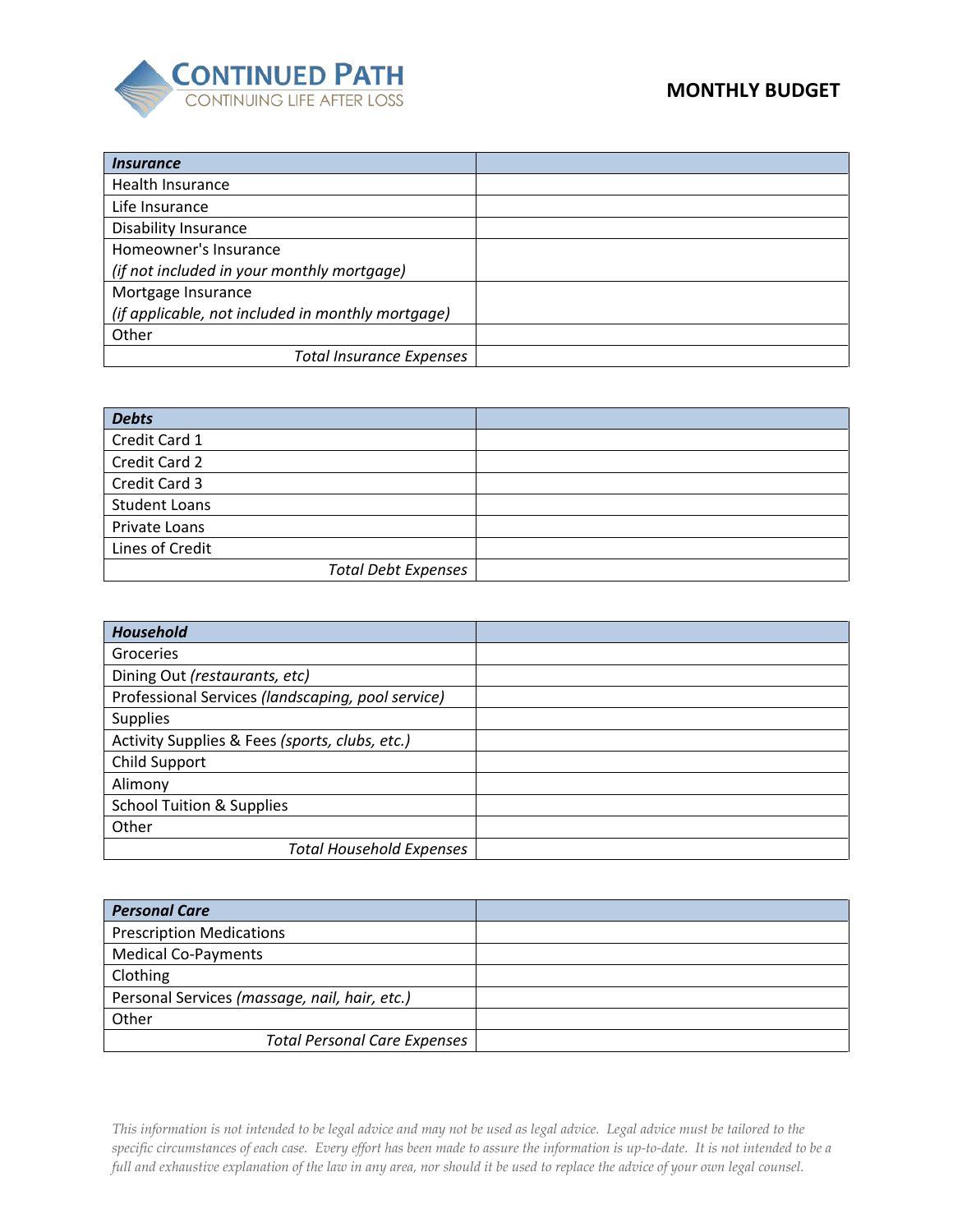# MONTHLY BUDGET

| ***Insurance*** | |
|---|---|
| Health Insurance | |
| Life Insurance | |
| Disability Insurance | |
| Homeowner's Insurance *(if not included in your monthly mortgage)* | |
| Mortgage Insurance *(if applicable, not included in monthly mortgage)* | |
| Other | |
| *Total Insurance Expenses* | |

| ***Debts*** | |
|---|---|
| Credit Card 1 | |
| Credit Card 2 | |
| Credit Card 3 | |
| Student Loans | |
| Private Loans | |
| Lines of Credit | |
| *Total Debt Expenses* | |

| ***Household*** | |
|---|---|
| Groceries | |
| Dining Out *(restaurants, etc)* | |
| Professional Services *(landscaping, pool service)* | |
| Supplies | |
| Activity Supplies & Fees *(sports, clubs, etc.)* | |
| Child Support | |
| Alimony | |
| School Tuition & Supplies | |
| Other | |
| *Total Household Expenses* | |

| ***Personal Care*** | |
|---|---|
| Prescription Medications | |
| Medical Co-Payments | |
| Clothing | |
| Personal Services *(massage, nail, hair, etc.)* | |
| Other | |
| *Total Personal Care Expenses* | |

*This information is not intended to be legal advice and may not be used as legal advice. Legal advice must be tailored to the specific circumstances of each case. Every effort has been made to assure the information is up-to-date. It is not intended to be a full and exhaustive explanation of the law in any area, nor should it be used to replace the advice of your own legal counsel.*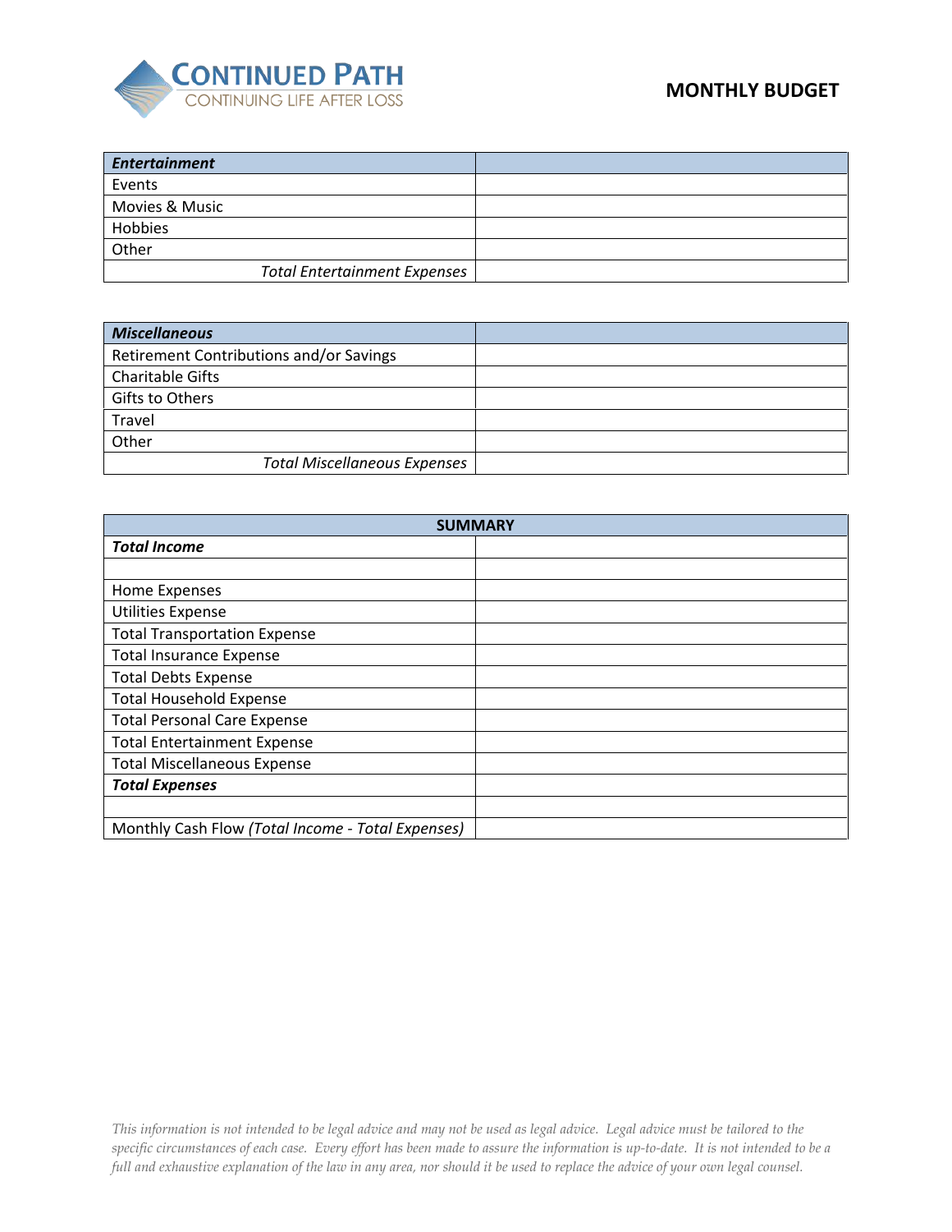**Entertainment**

| | |
|---|---|
| ***Entertainment*** | |
| Events | |
| Movies & Music | |
| Hobbies | |
| Other | |
| *Total Entertainment Expenses* | |

| | |
|---|---|
| ***Miscellaneous*** | |
| Retirement Contributions and/or Savings | |
| Charitable Gifts | |
| Gifts to Others | |
| Travel | |
| Other | |
| *Total Miscellaneous Expenses* | |

| SUMMARY | |
|---|---|
| ***Total Income*** | |
| | |
| Home Expenses | |
| Utilities Expense | |
| Total Transportation Expense | |
| Total Insurance Expense | |
| Total Debts Expense | |
| Total Household Expense | |
| Total Personal Care Expense | |
| Total Entertainment Expense | |
| Total Miscellaneous Expense | |
| ***Total Expenses*** | |
| | |
| Monthly Cash Flow *(Total Income - Total Expenses)* | |

*This information is not intended to be legal advice and may not be used as legal advice. Legal advice must be tailored to the specific circumstances of each case. Every effort has been made to assure the information is up-to-date. It is not intended to be a full and exhaustive explanation of the law in any area, nor should it be used to replace the advice of your own legal counsel.*